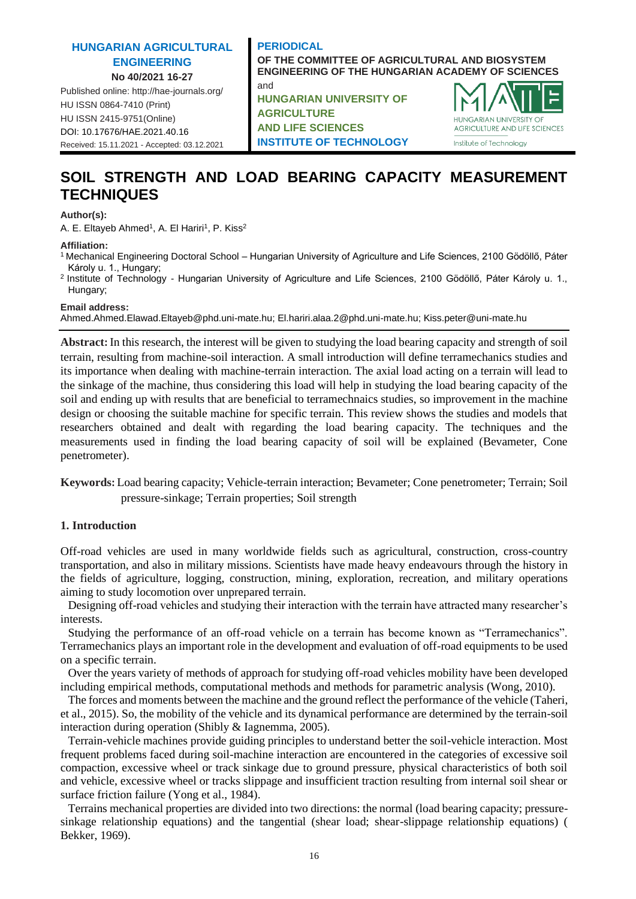HUNGARIAN AGRICULTURAL ENGINEERING
No 40/2021 16-27
Published online: http://hae-journals.org/
HU ISSN 0864-7410 (Print)
HU ISSN 2415-9751(Online)
DOI: 10.17676/HAE.2021.40.16
Received: 15.11.2021 - Accepted: 03.12.2021

PERIODICAL
OF THE COMMITTEE OF AGRICULTURAL AND BIOSYSTEM ENGINEERING OF THE HUNGARIAN ACADEMY OF SCIENCES
and
HUNGARIAN UNIVERSITY OF AGRICULTURE AND LIFE SCIENCES
INSTITUTE OF TECHNOLOGY

# SOIL STRENGTH AND LOAD BEARING CAPACITY MEASUREMENT TECHNIQUES

**Author(s):**
A. E. Eltayeb Ahmed[1], A. El Hariri[1], P. Kiss[2]

**Affiliation:**
[1] Mechanical Engineering Doctoral School – Hungarian University of Agriculture and Life Sciences, 2100 Gödöllő, Páter Károly u. 1., Hungary;
[2] Institute of Technology - Hungarian University of Agriculture and Life Sciences, 2100 Gödöllő, Páter Károly u. 1., Hungary;

**Email address:**
Ahmed.Ahmed.Elawad.Eltayeb@phd.uni-mate.hu; El.hariri.alaa.2@phd.uni-mate.hu; Kiss.peter@uni-mate.hu

**Abstract:** In this research, the interest will be given to studying the load bearing capacity and strength of soil terrain, resulting from machine-soil interaction. A small introduction will define terramechanics studies and its importance when dealing with machine-terrain interaction. The axial load acting on a terrain will lead to the sinkage of the machine, thus considering this load will help in studying the load bearing capacity of the soil and ending up with results that are beneficial to terramechnaics studies, so improvement in the machine design or choosing the suitable machine for specific terrain. This review shows the studies and models that researchers obtained and dealt with regarding the load bearing capacity. The techniques and the measurements used in finding the load bearing capacity of soil will be explained (Bevameter, Cone penetrometer).

**Keywords:** Load bearing capacity; Vehicle-terrain interaction; Bevameter; Cone penetrometer; Terrain; Soil pressure-sinkage; Terrain properties; Soil strength

## 1. Introduction

Off-road vehicles are used in many worldwide fields such as agricultural, construction, cross-country transportation, and also in military missions. Scientists have made heavy endeavours through the history in the fields of agriculture, logging, construction, mining, exploration, recreation, and military operations aiming to study locomotion over unprepared terrain.

Designing off-road vehicles and studying their interaction with the terrain have attracted many researcher's interests.

Studying the performance of an off-road vehicle on a terrain has become known as "Terramechanics". Terramechanics plays an important role in the development and evaluation of off-road equipments to be used on a specific terrain.

Over the years variety of methods of approach for studying off-road vehicles mobility have been developed including empirical methods, computational methods and methods for parametric analysis (Wong, 2010).

The forces and moments between the machine and the ground reflect the performance of the vehicle (Taheri, et al., 2015). So, the mobility of the vehicle and its dynamical performance are determined by the terrain-soil interaction during operation (Shibly & Iagnemma, 2005).

Terrain-vehicle machines provide guiding principles to understand better the soil-vehicle interaction. Most frequent problems faced during soil-machine interaction are encountered in the categories of excessive soil compaction, excessive wheel or track sinkage due to ground pressure, physical characteristics of both soil and vehicle, excessive wheel or tracks slippage and insufficient traction resulting from internal soil shear or surface friction failure (Yong et al., 1984).

Terrains mechanical properties are divided into two directions: the normal (load bearing capacity; pressure-sinkage relationship equations) and the tangential (shear load; shear-slippage relationship equations) ( Bekker, 1969).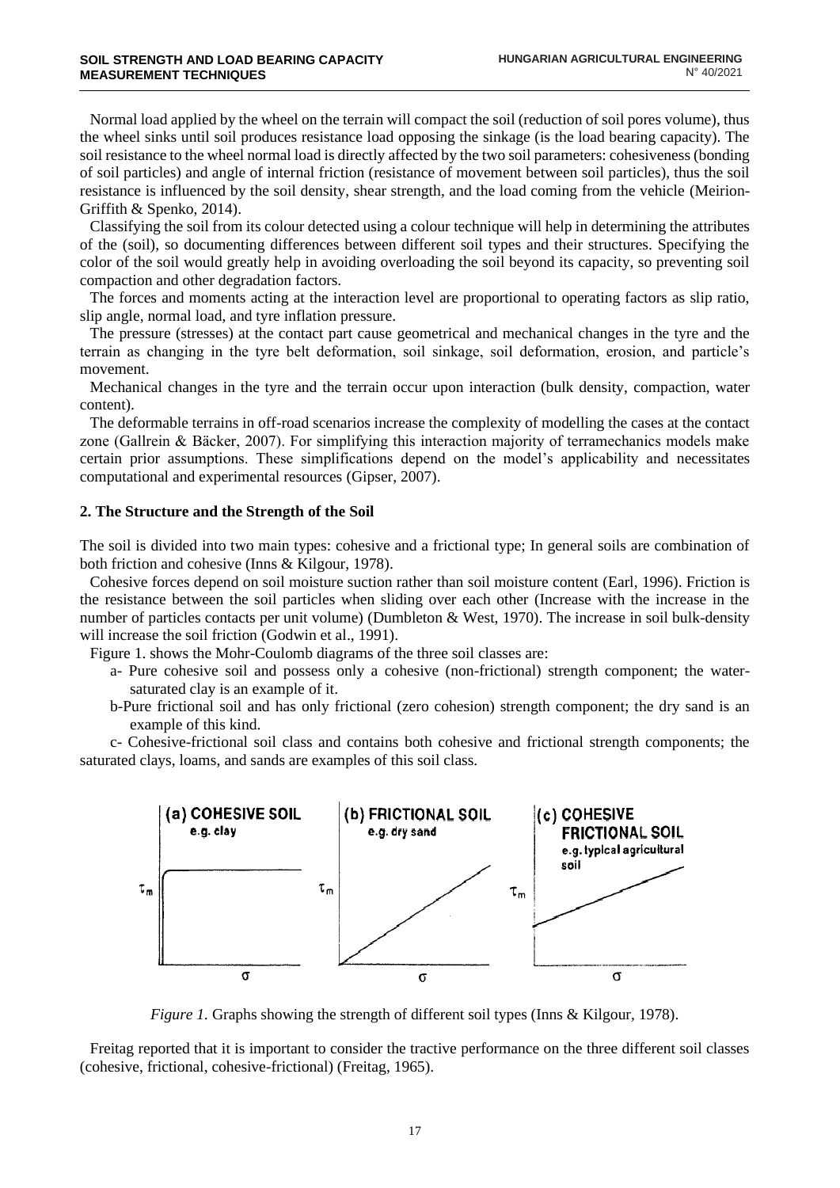Normal load applied by the wheel on the terrain will compact the soil (reduction of soil pores volume), thus the wheel sinks until soil produces resistance load opposing the sinkage (is the load bearing capacity). The soil resistance to the wheel normal load is directly affected by the two soil parameters: cohesiveness (bonding of soil particles) and angle of internal friction (resistance of movement between soil particles), thus the soil resistance is influenced by the soil density, shear strength, and the load coming from the vehicle (Meirion-Griffith & Spenko, 2014).

Classifying the soil from its colour detected using a colour technique will help in determining the attributes of the (soil), so documenting differences between different soil types and their structures. Specifying the color of the soil would greatly help in avoiding overloading the soil beyond its capacity, so preventing soil compaction and other degradation factors.

The forces and moments acting at the interaction level are proportional to operating factors as slip ratio, slip angle, normal load, and tyre inflation pressure.

The pressure (stresses) at the contact part cause geometrical and mechanical changes in the tyre and the terrain as changing in the tyre belt deformation, soil sinkage, soil deformation, erosion, and particle's movement.

Mechanical changes in the tyre and the terrain occur upon interaction (bulk density, compaction, water content).

The deformable terrains in off-road scenarios increase the complexity of modelling the cases at the contact zone (Gallrein & Bäcker, 2007). For simplifying this interaction majority of terramechanics models make certain prior assumptions. These simplifications depend on the model's applicability and necessitates computational and experimental resources (Gipser, 2007).

## 2. The Structure and the Strength of the Soil

The soil is divided into two main types: cohesive and a frictional type; In general soils are combination of both friction and cohesive (Inns & Kilgour, 1978).

Cohesive forces depend on soil moisture suction rather than soil moisture content (Earl, 1996). Friction is the resistance between the soil particles when sliding over each other (Increase with the increase in the number of particles contacts per unit volume) (Dumbleton & West, 1970). The increase in soil bulk-density will increase the soil friction (Godwin et al., 1991).

Figure 1. shows the Mohr-Coulomb diagrams of the three soil classes are:

- a- Pure cohesive soil and possess only a cohesive (non-frictional) strength component; the water-saturated clay is an example of it.
- b-Pure frictional soil and has only frictional (zero cohesion) strength component; the dry sand is an example of this kind.
- c- Cohesive-frictional soil class and contains both cohesive and frictional strength components; the saturated clays, loams, and sands are examples of this soil class.

*Figure 1.* Graphs showing the strength of different soil types (Inns & Kilgour, 1978).

Freitag reported that it is important to consider the tractive performance on the three different soil classes (cohesive, frictional, cohesive-frictional) (Freitag, 1965).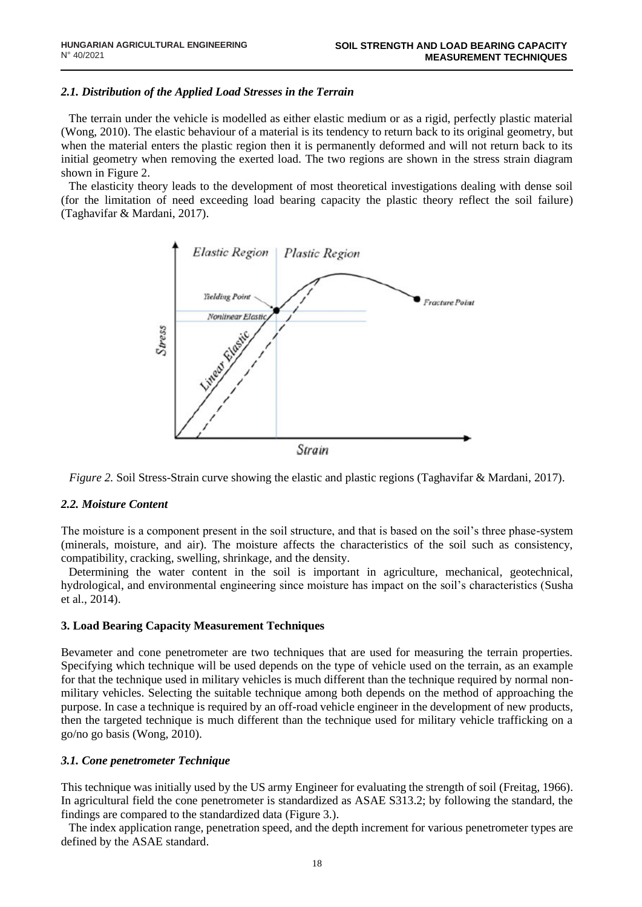### *2.1. Distribution of the Applied Load Stresses in the Terrain*

The terrain under the vehicle is modelled as either elastic medium or as a rigid, perfectly plastic material (Wong, 2010). The elastic behaviour of a material is its tendency to return back to its original geometry, but when the material enters the plastic region then it is permanently deformed and will not return back to its initial geometry when removing the exerted load. The two regions are shown in the stress strain diagram shown in Figure 2.

The elasticity theory leads to the development of most theoretical investigations dealing with dense soil (for the limitation of need exceeding load bearing capacity the plastic theory reflect the soil failure) (Taghavifar & Mardani, 2017).

*Figure 2.* Soil Stress-Strain curve showing the elastic and plastic regions (Taghavifar & Mardani, 2017).

### *2.2. Moisture Content*

The moisture is a component present in the soil structure, and that is based on the soil's three phase-system (minerals, moisture, and air). The moisture affects the characteristics of the soil such as consistency, compatibility, cracking, swelling, shrinkage, and the density.

Determining the water content in the soil is important in agriculture, mechanical, geotechnical, hydrological, and environmental engineering since moisture has impact on the soil's characteristics (Susha et al., 2014).

## 3. Load Bearing Capacity Measurement Techniques

Bevameter and cone penetrometer are two techniques that are used for measuring the terrain properties. Specifying which technique will be used depends on the type of vehicle used on the terrain, as an example for that the technique used in military vehicles is much different than the technique required by normal non-military vehicles. Selecting the suitable technique among both depends on the method of approaching the purpose. In case a technique is required by an off-road vehicle engineer in the development of new products, then the targeted technique is much different than the technique used for military vehicle trafficking on a go/no go basis (Wong, 2010).

### *3.1. Cone penetrometer Technique*

This technique was initially used by the US army Engineer for evaluating the strength of soil (Freitag, 1966). In agricultural field the cone penetrometer is standardized as ASAE S313.2; by following the standard, the findings are compared to the standardized data (Figure 3.).

The index application range, penetration speed, and the depth increment for various penetrometer types are defined by the ASAE standard.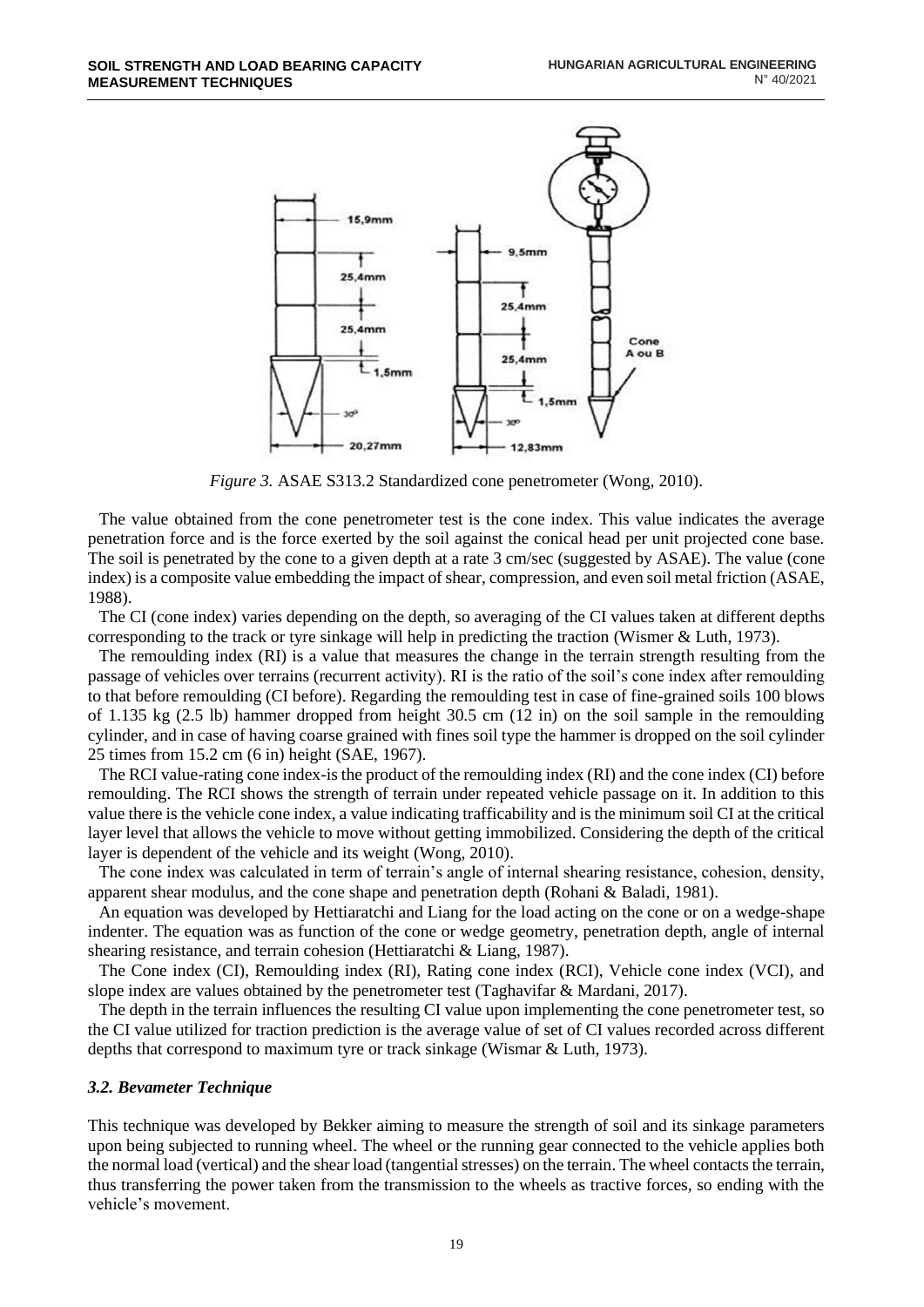*Figure 3.* ASAE S313.2 Standardized cone penetrometer (Wong, 2010).

The value obtained from the cone penetrometer test is the cone index. This value indicates the average penetration force and is the force exerted by the soil against the conical head per unit projected cone base. The soil is penetrated by the cone to a given depth at a rate 3 cm/sec (suggested by ASAE). The value (cone index) is a composite value embedding the impact of shear, compression, and even soil metal friction (ASAE, 1988).

The CI (cone index) varies depending on the depth, so averaging of the CI values taken at different depths corresponding to the track or tyre sinkage will help in predicting the traction (Wismer & Luth, 1973).

The remoulding index (RI) is a value that measures the change in the terrain strength resulting from the passage of vehicles over terrains (recurrent activity). RI is the ratio of the soil's cone index after remoulding to that before remoulding (CI before). Regarding the remoulding test in case of fine-grained soils 100 blows of 1.135 kg (2.5 lb) hammer dropped from height 30.5 cm (12 in) on the soil sample in the remoulding cylinder, and in case of having coarse grained with fines soil type the hammer is dropped on the soil cylinder 25 times from 15.2 cm (6 in) height (SAE, 1967).

The RCI value-rating cone index-is the product of the remoulding index (RI) and the cone index (CI) before remoulding. The RCI shows the strength of terrain under repeated vehicle passage on it. In addition to this value there is the vehicle cone index, a value indicating trafficability and is the minimum soil CI at the critical layer level that allows the vehicle to move without getting immobilized. Considering the depth of the critical layer is dependent of the vehicle and its weight (Wong, 2010).

The cone index was calculated in term of terrain's angle of internal shearing resistance, cohesion, density, apparent shear modulus, and the cone shape and penetration depth (Rohani & Baladi, 1981).

An equation was developed by Hettiaratchi and Liang for the load acting on the cone or on a wedge-shape indenter. The equation was as function of the cone or wedge geometry, penetration depth, angle of internal shearing resistance, and terrain cohesion (Hettiaratchi & Liang, 1987).

The Cone index (CI), Remoulding index (RI), Rating cone index (RCI), Vehicle cone index (VCI), and slope index are values obtained by the penetrometer test (Taghavifar & Mardani, 2017).

The depth in the terrain influences the resulting CI value upon implementing the cone penetrometer test, so the CI value utilized for traction prediction is the average value of set of CI values recorded across different depths that correspond to maximum tyre or track sinkage (Wismar & Luth, 1973).

### *3.2. Bevameter Technique*

This technique was developed by Bekker aiming to measure the strength of soil and its sinkage parameters upon being subjected to running wheel. The wheel or the running gear connected to the vehicle applies both the normal load (vertical) and the shear load (tangential stresses) on the terrain. The wheel contacts the terrain, thus transferring the power taken from the transmission to the wheels as tractive forces, so ending with the vehicle's movement.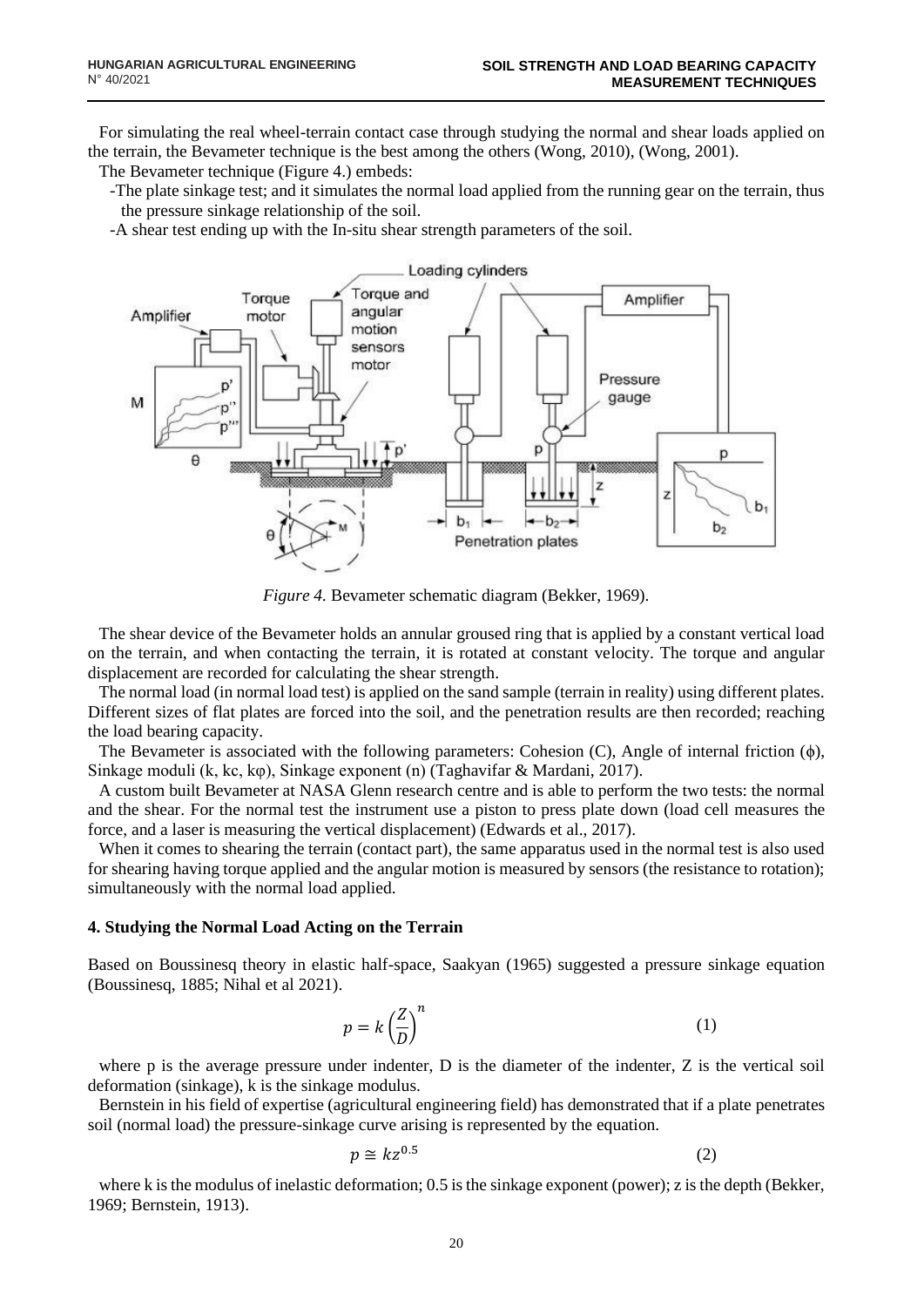For simulating the real wheel-terrain contact case through studying the normal and shear loads applied on the terrain, the Bevameter technique is the best among the others (Wong, 2010), (Wong, 2001).

The Bevameter technique (Figure 4.) embeds:

- The plate sinkage test; and it simulates the normal load applied from the running gear on the terrain, thus the pressure sinkage relationship of the soil.
- A shear test ending up with the In-situ shear strength parameters of the soil.

*Figure 4.* Bevameter schematic diagram (Bekker, 1969).

The shear device of the Bevameter holds an annular groused ring that is applied by a constant vertical load on the terrain, and when contacting the terrain, it is rotated at constant velocity. The torque and angular displacement are recorded for calculating the shear strength.

The normal load (in normal load test) is applied on the sand sample (terrain in reality) using different plates. Different sizes of flat plates are forced into the soil, and the penetration results are then recorded; reaching the load bearing capacity.

The Bevameter is associated with the following parameters: Cohesion (C), Angle of internal friction ($\phi$), Sinkage moduli (k, kc, k$\varphi$), Sinkage exponent (n) (Taghavifar & Mardani, 2017).

A custom built Bevameter at NASA Glenn research centre and is able to perform the two tests: the normal and the shear. For the normal test the instrument use a piston to press plate down (load cell measures the force, and a laser is measuring the vertical displacement) (Edwards et al., 2017).

When it comes to shearing the terrain (contact part), the same apparatus used in the normal test is also used for shearing having torque applied and the angular motion is measured by sensors (the resistance to rotation); simultaneously with the normal load applied.

#### 4. Studying the Normal Load Acting on the Terrain

Based on Boussinesq theory in elastic half-space, Saakyan (1965) suggested a pressure sinkage equation (Boussinesq, 1885; Nihal et al 2021).

$$p = k\left(\frac{Z}{D}\right)^{n} \tag{1}$$

where p is the average pressure under indenter, D is the diameter of the indenter, Z is the vertical soil deformation (sinkage), k is the sinkage modulus.

Bernstein in his field of expertise (agricultural engineering field) has demonstrated that if a plate penetrates soil (normal load) the pressure-sinkage curve arising is represented by the equation.

$$p \cong kz^{0.5} \tag{2}$$

where k is the modulus of inelastic deformation; 0.5 is the sinkage exponent (power); z is the depth (Bekker, 1969; Bernstein, 1913).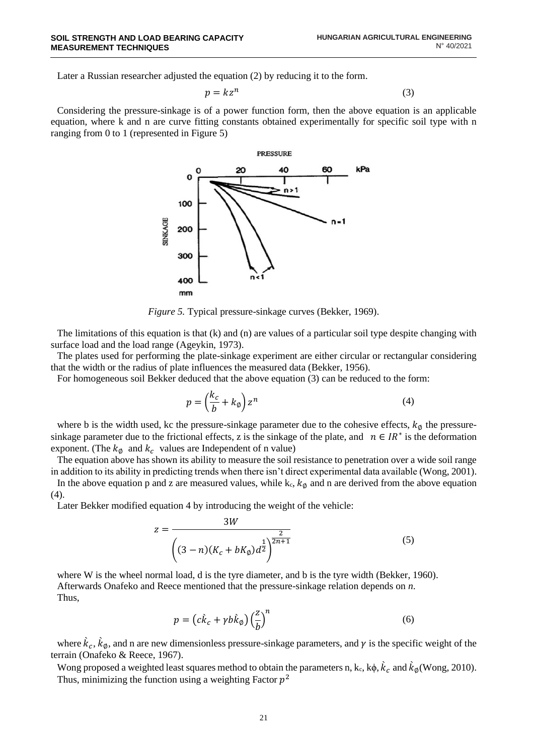Later a Russian researcher adjusted the equation (2) by reducing it to the form.

$$p = kz^n \tag{3}$$

Considering the pressure-sinkage is of a power function form, then the above equation is an applicable equation, where k and n are curve fitting constants obtained experimentally for specific soil type with n ranging from 0 to 1 (represented in Figure 5)

*Figure 5.* Typical pressure-sinkage curves (Bekker, 1969).

The limitations of this equation is that (k) and (n) are values of a particular soil type despite changing with surface load and the load range (Ageykin, 1973).

The plates used for performing the plate-sinkage experiment are either circular or rectangular considering that the width or the radius of plate influences the measured data (Bekker, 1956).

For homogeneous soil Bekker deduced that the above equation (3) can be reduced to the form:

$$p = \left(\frac{k_c}{b} + k_\emptyset\right) z^n \tag{4}$$

where b is the width used, kc the pressure-sinkage parameter due to the cohesive effects, $k_\emptyset$ the pressure-sinkage parameter due to the frictional effects, z is the sinkage of the plate, and $n \in IR^*$ is the deformation exponent. (The $k_\emptyset$ and $k_c$ values are Independent of n value)

The equation above has shown its ability to measure the soil resistance to penetration over a wide soil range in addition to its ability in predicting trends when there isn't direct experimental data available (Wong, 2001).

In the above equation p and z are measured values, while $k_c$, $k_\emptyset$ and n are derived from the above equation (4).

Later Bekker modified equation 4 by introducing the weight of the vehicle:

$$z = \frac{3W}{\left((3-n)(K_c + bK_\emptyset)d^{\frac{1}{2}}\right)^{\frac{2}{2n+1}}} \tag{5}$$

where W is the wheel normal load, d is the tyre diameter, and b is the tyre width (Bekker, 1960).

Afterwards Onafeko and Reece mentioned that the pressure-sinkage relation depends on *n*.

Thus,

$$p = \left(c\grave{k}_c + \gamma b\grave{k}_\emptyset\right)\left(\frac{z}{b}\right)^n \tag{6}$$

where $\grave{k}_c$, $\grave{k}_\emptyset$, and n are new dimensionless pressure-sinkage parameters, and $\gamma$ is the specific weight of the terrain (Onafeko & Reece, 1967).

Wong proposed a weighted least squares method to obtain the parameters n, $k_c$, $k_\phi$, $\grave{k}_c$ and $\grave{k}_\emptyset$ (Wong, 2010). Thus, minimizing the function using a weighting Factor $p^2$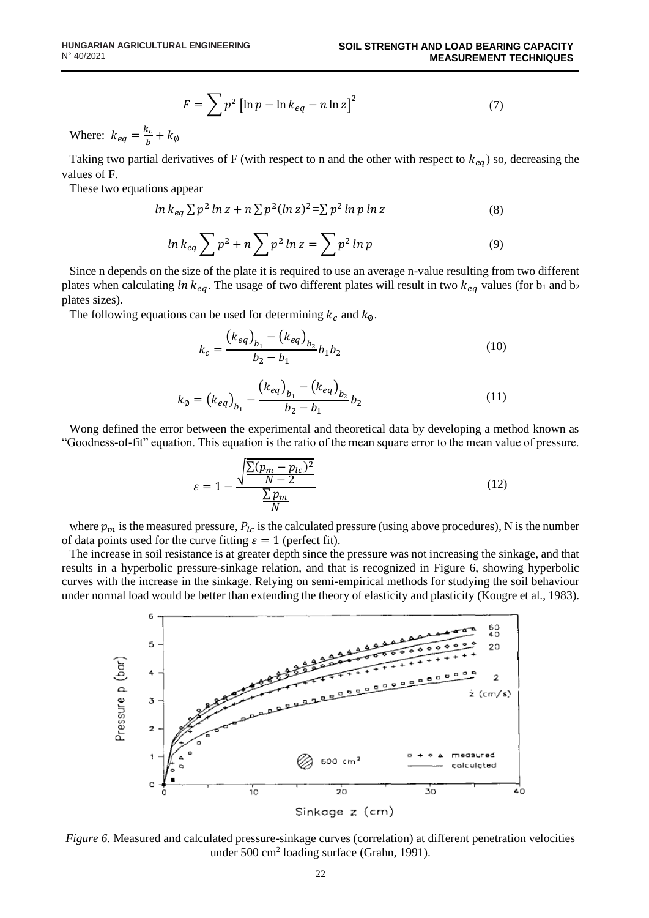$$F = \sum p^2 \left[\ln p - \ln k_{eq} - n \ln z\right]^2 \tag{7}$$

Where: $k_{eq} = \frac{k_c}{b} + k_\emptyset$

Taking two partial derivatives of F (with respect to n and the other with respect to $k_{eq}$) so, decreasing the values of F.

These two equations appear

$$ln\, k_{eq} \sum p^2\, ln\, z + n \sum p^2 (ln\, z)^2 = \sum p^2\, ln\, p\, ln\, z \tag{8}$$

$$ln\, k_{eq} \sum p^2 + n \sum p^2\, ln\, z = \sum p^2\, ln\, p \tag{9}$$

Since n depends on the size of the plate it is required to use an average n-value resulting from two different plates when calculating $ln\, k_{eq}$. The usage of two different plates will result in two $k_{eq}$ values (for $b_1$ and $b_2$ plates sizes).

The following equations can be used for determining $k_c$ and $k_\emptyset$.

$$k_c = \frac{\left(k_{eq}\right)_{b_1} - \left(k_{eq}\right)_{b_2}}{b_2 - b_1} b_1 b_2 \tag{10}$$

$$k_\emptyset = \left(k_{eq}\right)_{b_1} - \frac{\left(k_{eq}\right)_{b_1} - \left(k_{eq}\right)_{b_2}}{b_2 - b_1} b_2 \tag{11}$$

Wong defined the error between the experimental and theoretical data by developing a method known as "Goodness-of-fit" equation. This equation is the ratio of the mean square error to the mean value of pressure.

$$\varepsilon = 1 - \frac{\sqrt{\frac{\sum (p_m - p_{lc})^2}{N-2}}}{\frac{\sum p_m}{N}} \tag{12}$$

where $p_m$ is the measured pressure, $P_{lc}$ is the calculated pressure (using above procedures), N is the number of data points used for the curve fitting $\varepsilon = 1$ (perfect fit).

The increase in soil resistance is at greater depth since the pressure was not increasing the sinkage, and that results in a hyperbolic pressure-sinkage relation, and that is recognized in Figure 6, showing hyperbolic curves with the increase in the sinkage. Relying on semi-empirical methods for studying the soil behaviour under normal load would be better than extending the theory of elasticity and plasticity (Kougre et al., 1983).

*Figure 6.* Measured and calculated pressure-sinkage curves (correlation) at different penetration velocities under 500 cm$^2$ loading surface (Grahn, 1991).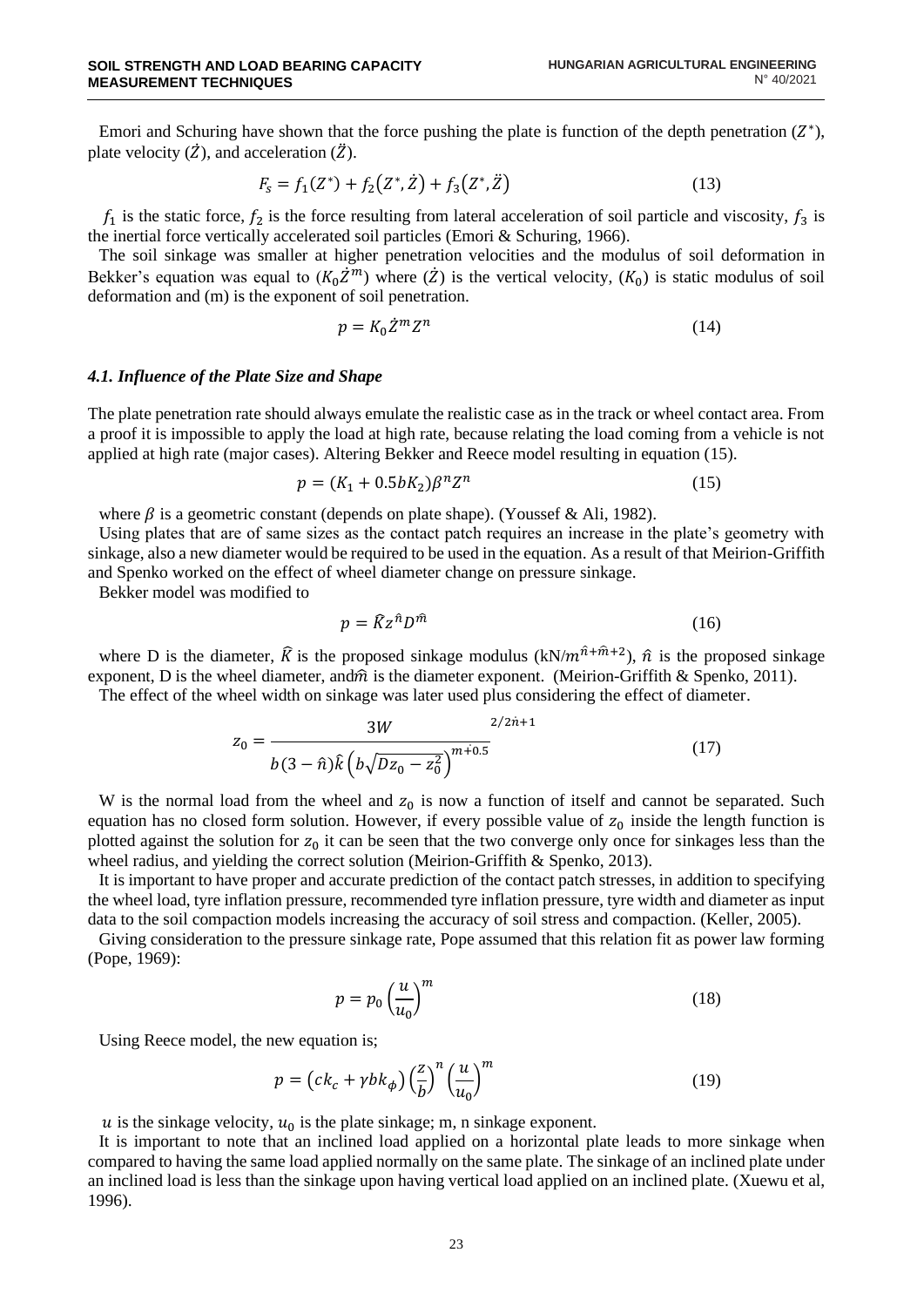Emori and Schuring have shown that the force pushing the plate is function of the depth penetration ($Z^*$), plate velocity ($\dot{Z}$), and acceleration ($\ddot{Z}$).

$$F_s = f_1(Z^*) + f_2(Z^*, \dot{Z}) + f_3(Z^*, \ddot{Z}) \tag{13}$$

$f_1$ is the static force, $f_2$ is the force resulting from lateral acceleration of soil particle and viscosity, $f_3$ is the inertial force vertically accelerated soil particles (Emori & Schuring, 1966).

The soil sinkage was smaller at higher penetration velocities and the modulus of soil deformation in Bekker's equation was equal to ($K_0\dot{Z}^m$) where ($\dot{Z}$) is the vertical velocity, ($K_0$) is static modulus of soil deformation and (m) is the exponent of soil penetration.

$$p = K_0 \dot{Z}^m Z^n \tag{14}$$

### *4.1. Influence of the Plate Size and Shape*

The plate penetration rate should always emulate the realistic case as in the track or wheel contact area. From a proof it is impossible to apply the load at high rate, because relating the load coming from a vehicle is not applied at high rate (major cases). Altering Bekker and Reece model resulting in equation (15).

$$p = (K_1 + 0.5bK_2)\beta^n Z^n \tag{15}$$

where $\beta$ is a geometric constant (depends on plate shape). (Youssef & Ali, 1982).

Using plates that are of same sizes as the contact patch requires an increase in the plate's geometry with sinkage, also a new diameter would be required to be used in the equation. As a result of that Meirion-Griffith and Spenko worked on the effect of wheel diameter change on pressure sinkage.

Bekker model was modified to

$$p = \hat{K} z^{\hat{n}} D^{\hat{m}} \tag{16}$$

where D is the diameter, $\hat{K}$ is the proposed sinkage modulus (kN/$m^{\hat{n}+\hat{m}+2}$), $\hat{n}$ is the proposed sinkage exponent, D is the wheel diameter, and$\hat{m}$ is the diameter exponent. (Meirion-Griffith & Spenko, 2011).

The effect of the wheel width on sinkage was later used plus considering the effect of diameter.

$$z_0 = \frac{3W}{b(3-\hat{n})\hat{k}\left(b\sqrt{Dz_0 - z_0^2}\right)^{m+0.5}}^{2/2\dot{n}+1} \tag{17}$$

W is the normal load from the wheel and $z_0$ is now a function of itself and cannot be separated. Such equation has no closed form solution. However, if every possible value of $z_0$ inside the length function is plotted against the solution for $z_0$ it can be seen that the two converge only once for sinkages less than the wheel radius, and yielding the correct solution (Meirion-Griffith & Spenko, 2013).

It is important to have proper and accurate prediction of the contact patch stresses, in addition to specifying the wheel load, tyre inflation pressure, recommended tyre inflation pressure, tyre width and diameter as input data to the soil compaction models increasing the accuracy of soil stress and compaction. (Keller, 2005).

Giving consideration to the pressure sinkage rate, Pope assumed that this relation fit as power law forming (Pope, 1969):

$$p = p_0 \left(\frac{u}{u_0}\right)^m \tag{18}$$

Using Reece model, the new equation is;

$$p = \left(ck_c + \gamma bk_\phi\right)\left(\frac{z}{b}\right)^n \left(\frac{u}{u_0}\right)^m \tag{19}$$

$u$ is the sinkage velocity, $u_0$ is the plate sinkage; m, n sinkage exponent.

It is important to note that an inclined load applied on a horizontal plate leads to more sinkage when compared to having the same load applied normally on the same plate. The sinkage of an inclined plate under an inclined load is less than the sinkage upon having vertical load applied on an inclined plate. (Xuewu et al, 1996).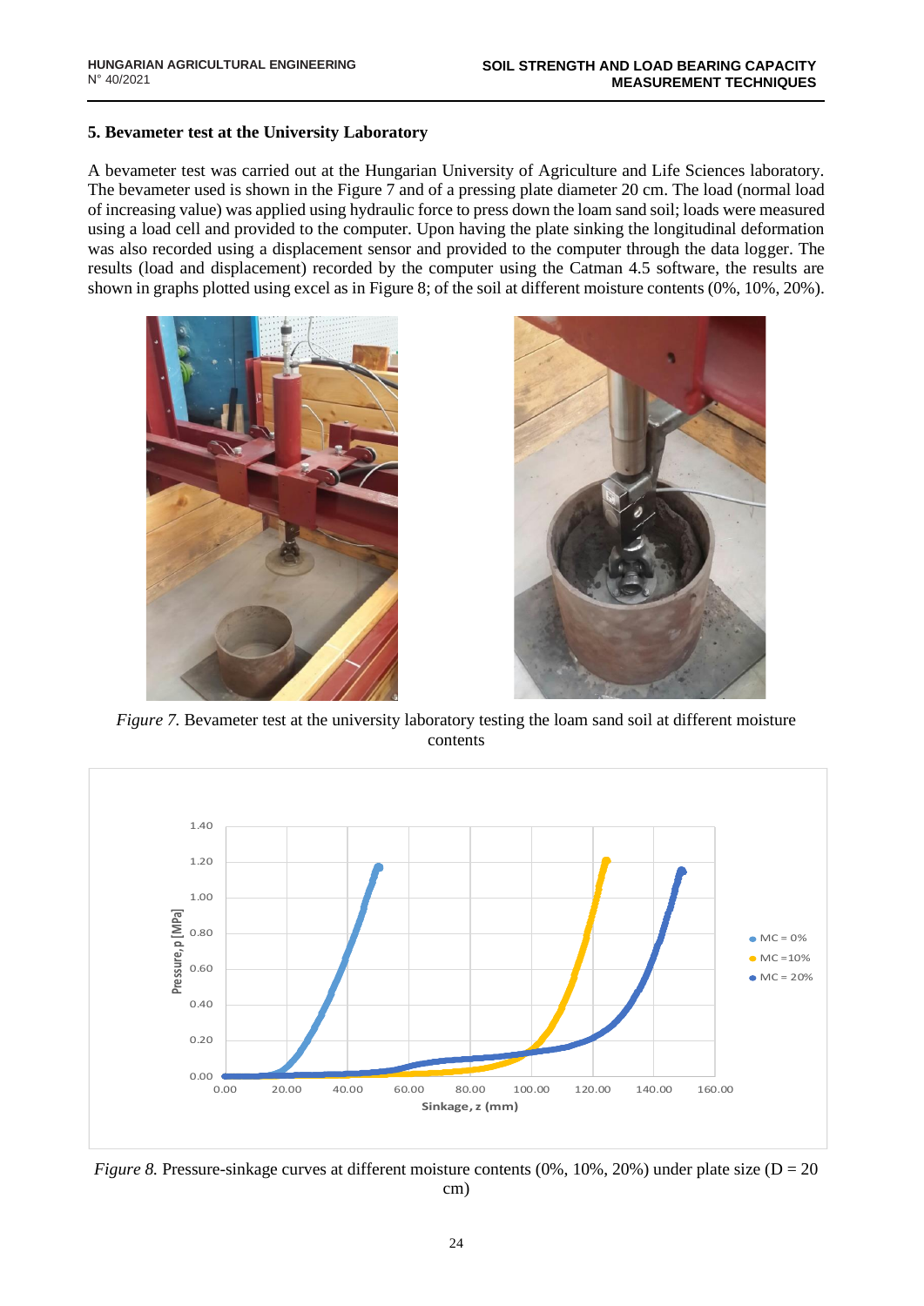## 5. Bevameter test at the University Laboratory

A bevameter test was carried out at the Hungarian University of Agriculture and Life Sciences laboratory. The bevameter used is shown in the Figure 7 and of a pressing plate diameter 20 cm. The load (normal load of increasing value) was applied using hydraulic force to press down the loam sand soil; loads were measured using a load cell and provided to the computer. Upon having the plate sinking the longitudinal deformation was also recorded using a displacement sensor and provided to the computer through the data logger. The results (load and displacement) recorded by the computer using the Catman 4.5 software, the results are shown in graphs plotted using excel as in Figure 8; of the soil at different moisture contents (0%, 10%, 20%).

*Figure 7.* Bevameter test at the university laboratory testing the loam sand soil at different moisture contents

*Figure 8.* Pressure-sinkage curves at different moisture contents (0%, 10%, 20%) under plate size (D = 20 cm)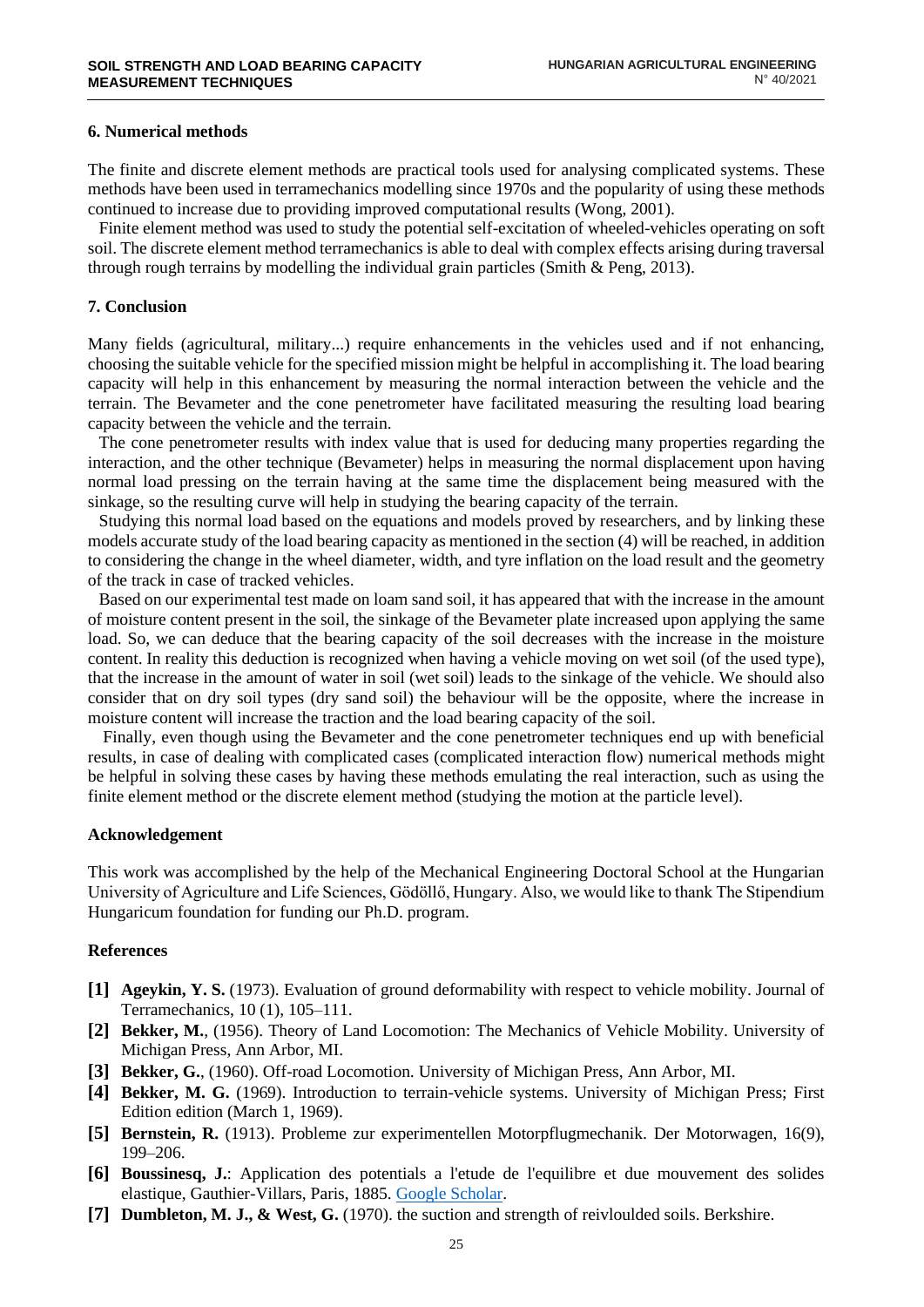## 6. Numerical methods

The finite and discrete element methods are practical tools used for analysing complicated systems. These methods have been used in terramechanics modelling since 1970s and the popularity of using these methods continued to increase due to providing improved computational results (Wong, 2001).

Finite element method was used to study the potential self-excitation of wheeled-vehicles operating on soft soil. The discrete element method terramechanics is able to deal with complex effects arising during traversal through rough terrains by modelling the individual grain particles (Smith & Peng, 2013).

## 7. Conclusion

Many fields (agricultural, military...) require enhancements in the vehicles used and if not enhancing, choosing the suitable vehicle for the specified mission might be helpful in accomplishing it. The load bearing capacity will help in this enhancement by measuring the normal interaction between the vehicle and the terrain. The Bevameter and the cone penetrometer have facilitated measuring the resulting load bearing capacity between the vehicle and the terrain.

The cone penetrometer results with index value that is used for deducing many properties regarding the interaction, and the other technique (Bevameter) helps in measuring the normal displacement upon having normal load pressing on the terrain having at the same time the displacement being measured with the sinkage, so the resulting curve will help in studying the bearing capacity of the terrain.

Studying this normal load based on the equations and models proved by researchers, and by linking these models accurate study of the load bearing capacity as mentioned in the section (4) will be reached, in addition to considering the change in the wheel diameter, width, and tyre inflation on the load result and the geometry of the track in case of tracked vehicles.

Based on our experimental test made on loam sand soil, it has appeared that with the increase in the amount of moisture content present in the soil, the sinkage of the Bevameter plate increased upon applying the same load. So, we can deduce that the bearing capacity of the soil decreases with the increase in the moisture content. In reality this deduction is recognized when having a vehicle moving on wet soil (of the used type), that the increase in the amount of water in soil (wet soil) leads to the sinkage of the vehicle. We should also consider that on dry soil types (dry sand soil) the behaviour will be the opposite, where the increase in moisture content will increase the traction and the load bearing capacity of the soil.

Finally, even though using the Bevameter and the cone penetrometer techniques end up with beneficial results, in case of dealing with complicated cases (complicated interaction flow) numerical methods might be helpful in solving these cases by having these methods emulating the real interaction, such as using the finite element method or the discrete element method (studying the motion at the particle level).

## Acknowledgement

This work was accomplished by the help of the Mechanical Engineering Doctoral School at the Hungarian University of Agriculture and Life Sciences, Gödöllő, Hungary. Also, we would like to thank The Stipendium Hungaricum foundation for funding our Ph.D. program.

## References

**[1]** **Ageykin, Y. S.** (1973). Evaluation of ground deformability with respect to vehicle mobility. Journal of Terramechanics, 10 (1), 105–111.

**[2]** **Bekker, M.**, (1956). Theory of Land Locomotion: The Mechanics of Vehicle Mobility. University of Michigan Press, Ann Arbor, MI.

**[3]** **Bekker, G.**, (1960). Off-road Locomotion. University of Michigan Press, Ann Arbor, MI.

**[4]** **Bekker, M. G.** (1969). Introduction to terrain-vehicle systems. University of Michigan Press; First Edition edition (March 1, 1969).

**[5]** **Bernstein, R.** (1913). Probleme zur experimentellen Motorpflugmechanik. Der Motorwagen, 16(9), 199–206.

**[6]** **Boussinesq, J.**: Application des potentials a l'etude de l'equilibre et due mouvement des solides elastique, Gauthier-Villars, Paris, 1885. Google Scholar.

**[7]** **Dumbleton, M. J., & West, G.** (1970). the suction and strength of reivloulded soils. Berkshire.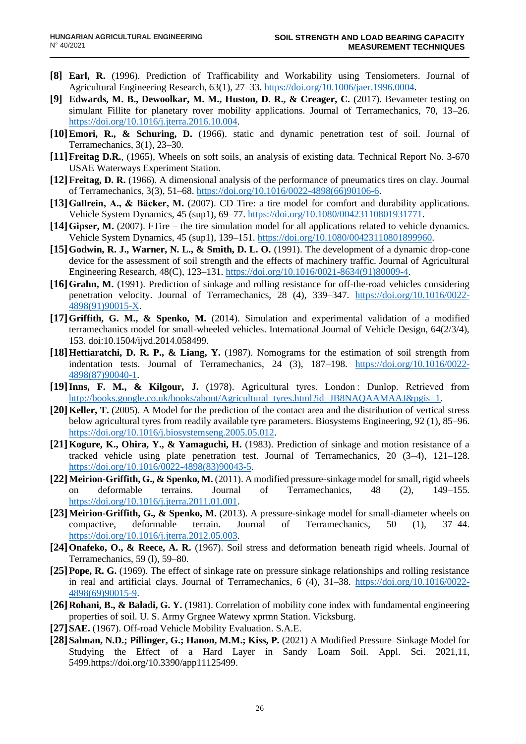- **[8] Earl, R.** (1996). Prediction of Trafficability and Workability using Tensiometers. Journal of Agricultural Engineering Research, 63(1), 27–33. https://doi.org/10.1006/jaer.1996.0004.
- **[9] Edwards, M. B., Dewoolkar, M. M., Huston, D. R., & Creager, C.** (2017). Bevameter testing on simulant Fillite for planetary rover mobility applications. Journal of Terramechanics, 70, 13–26. https://doi.org/10.1016/j.jterra.2016.10.004.
- **[10] Emori, R., & Schuring, D.** (1966). static and dynamic penetration test of soil. Journal of Terramechanics, 3(1), 23–30.
- **[11] Freitag D.R.**, (1965), Wheels on soft soils, an analysis of existing data. Technical Report No. 3-670 USAE Waterways Experiment Station.
- **[12] Freitag, D. R.** (1966). A dimensional analysis of the performance of pneumatics tires on clay. Journal of Terramechanics, 3(3), 51–68. https://doi.org/10.1016/0022-4898(66)90106-6.
- **[13] Gallrein, A., & Bäcker, M.** (2007). CD Tire: a tire model for comfort and durability applications. Vehicle System Dynamics, 45 (sup1), 69–77. https://doi.org/10.1080/00423110801931771.
- **[14] Gipser, M.** (2007). FTire – the tire simulation model for all applications related to vehicle dynamics. Vehicle System Dynamics, 45 (sup1), 139–151. https://doi.org/10.1080/00423110801899960.
- **[15] Godwin, R. J., Warner, N. L., & Smith, D. L. O.** (1991). The development of a dynamic drop-cone device for the assessment of soil strength and the effects of machinery traffic. Journal of Agricultural Engineering Research, 48(C), 123–131. https://doi.org/10.1016/0021-8634(91)80009-4.
- **[16] Grahn, M.** (1991). Prediction of sinkage and rolling resistance for off-the-road vehicles considering penetration velocity. Journal of Terramechanics, 28 (4), 339–347. https://doi.org/10.1016/0022-4898(91)90015-X.
- **[17] Griffith, G. M., & Spenko, M.** (2014). Simulation and experimental validation of a modified terramechanics model for small-wheeled vehicles. International Journal of Vehicle Design, 64(2/3/4), 153. doi:10.1504/ijvd.2014.058499.
- **[18] Hettiaratchi, D. R. P., & Liang, Y.** (1987). Nomograms for the estimation of soil strength from indentation tests. Journal of Terramechanics, 24 (3), 187–198. https://doi.org/10.1016/0022-4898(87)90040-1.
- **[19] Inns, F. M., & Kilgour, J.** (1978). Agricultural tyres. London : Dunlop. Retrieved from http://books.google.co.uk/books/about/Agricultural_tyres.html?id=JB8NAQAAMAAJ&pgis=1.
- **[20] Keller, T.** (2005). A Model for the prediction of the contact area and the distribution of vertical stress below agricultural tyres from readily available tyre parameters. Biosystems Engineering, 92 (1), 85–96. https://doi.org/10.1016/j.biosystemseng.2005.05.012.
- **[21] Kogure, K., Ohira, Y., & Yamaguchi, H.** (1983). Prediction of sinkage and motion resistance of a tracked vehicle using plate penetration test. Journal of Terramechanics, 20 (3–4), 121–128. https://doi.org/10.1016/0022-4898(83)90043-5.
- **[22] Meirion-Griffith, G., & Spenko, M.** (2011). A modified pressure-sinkage model for small, rigid wheels on deformable terrains. Journal of Terramechanics, 48 (2), 149–155. https://doi.org/10.1016/j.jterra.2011.01.001.
- **[23] Meirion-Griffith, G., & Spenko, M.** (2013). A pressure-sinkage model for small-diameter wheels on compactive, deformable terrain. Journal of Terramechanics, 50 (1), 37–44. https://doi.org/10.1016/j.jterra.2012.05.003.
- **[24] Onafeko, O., & Reece, A. R.** (1967). Soil stress and deformation beneath rigid wheels. Journal of Terramechanics, 59 (l), 59–80.
- **[25] Pope, R. G.** (1969). The effect of sinkage rate on pressure sinkage relationships and rolling resistance in real and artificial clays. Journal of Terramechanics, 6 (4), 31–38. https://doi.org/10.1016/0022-4898(69)90015-9.
- **[26] Rohani, B., & Baladi, G. Y.** (1981). Correlation of mobility cone index with fundamental engineering properties of soil. U. S. Army Grgnee Watewy xprmn Station. Vicksburg.
- **[27] SAE.** (1967). Off-road Vehicle Mobility Evaluation. S.A.E.
- **[28] Salman, N.D.; Pillinger, G.; Hanon, M.M.; Kiss, P.** (2021) A Modified Pressure–Sinkage Model for Studying the Effect of a Hard Layer in Sandy Loam Soil. Appl. Sci. 2021,11, 5499.https://doi.org/10.3390/app11125499.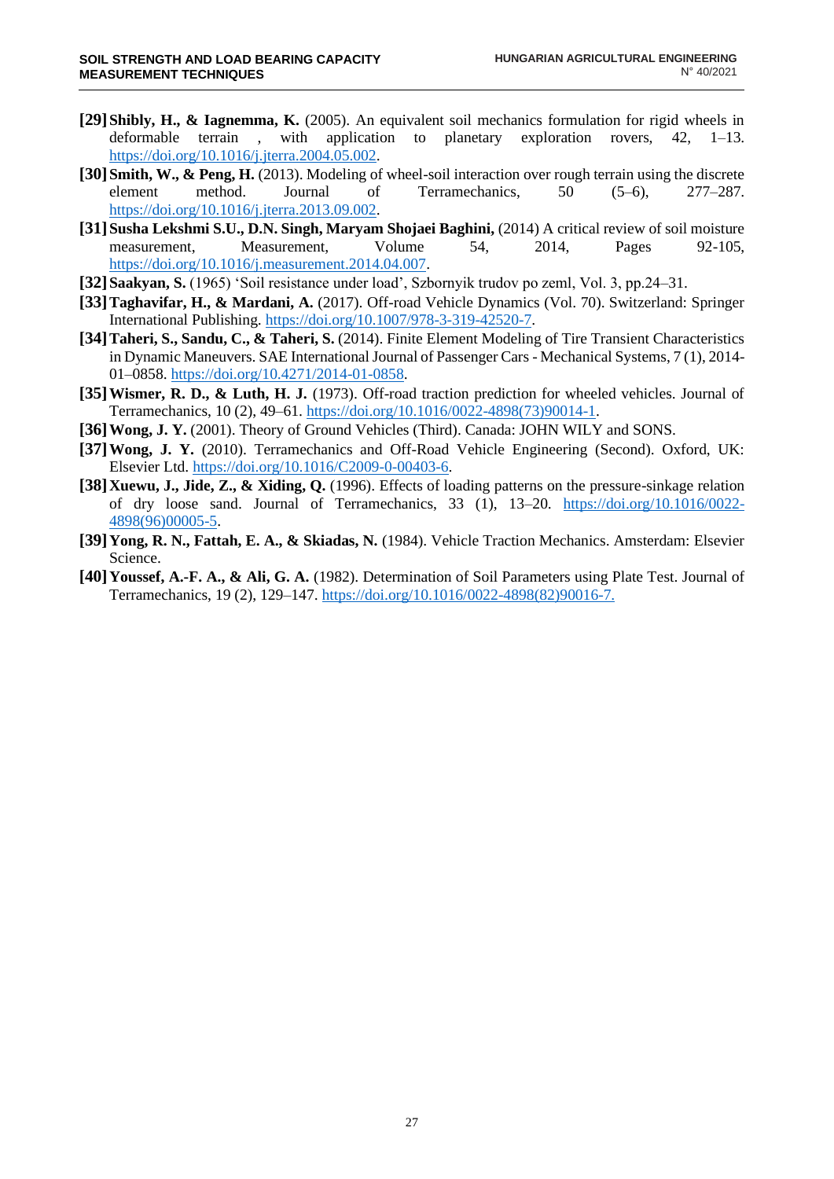**[29]** **Shibly, H., & Iagnemma, K.** (2005). An equivalent soil mechanics formulation for rigid wheels in deformable terrain , with application to planetary exploration rovers, 42, 1–13. https://doi.org/10.1016/j.jterra.2004.05.002.

**[30]** **Smith, W., & Peng, H.** (2013). Modeling of wheel-soil interaction over rough terrain using the discrete element method. Journal of Terramechanics, 50 (5–6), 277–287. https://doi.org/10.1016/j.jterra.2013.09.002.

**[31]** **Susha Lekshmi S.U., D.N. Singh, Maryam Shojaei Baghini,** (2014) A critical review of soil moisture measurement, Measurement, Volume 54, 2014, Pages 92-105, https://doi.org/10.1016/j.measurement.2014.04.007.

**[32]** **Saakyan, S.** (1965) 'Soil resistance under load', Szbornyik trudov po zeml, Vol. 3, pp.24–31.

**[33]** **Taghavifar, H., & Mardani, A.** (2017). Off-road Vehicle Dynamics (Vol. 70). Switzerland: Springer International Publishing. https://doi.org/10.1007/978-3-319-42520-7.

**[34]** **Taheri, S., Sandu, C., & Taheri, S.** (2014). Finite Element Modeling of Tire Transient Characteristics in Dynamic Maneuvers. SAE International Journal of Passenger Cars - Mechanical Systems, 7 (1), 2014-01–0858. https://doi.org/10.4271/2014-01-0858.

**[35]** **Wismer, R. D., & Luth, H. J.** (1973). Off-road traction prediction for wheeled vehicles. Journal of Terramechanics, 10 (2), 49–61. https://doi.org/10.1016/0022-4898(73)90014-1.

**[36]** **Wong, J. Y.** (2001). Theory of Ground Vehicles (Third). Canada: JOHN WILY and SONS.

**[37]** **Wong, J. Y.** (2010). Terramechanics and Off-Road Vehicle Engineering (Second). Oxford, UK: Elsevier Ltd. https://doi.org/10.1016/C2009-0-00403-6.

**[38]** **Xuewu, J., Jide, Z., & Xiding, Q.** (1996). Effects of loading patterns on the pressure-sinkage relation of dry loose sand. Journal of Terramechanics, 33 (1), 13–20. https://doi.org/10.1016/0022-4898(96)00005-5.

**[39]** **Yong, R. N., Fattah, E. A., & Skiadas, N.** (1984). Vehicle Traction Mechanics. Amsterdam: Elsevier Science.

**[40]** **Youssef, A.-F. A., & Ali, G. A.** (1982). Determination of Soil Parameters using Plate Test. Journal of Terramechanics, 19 (2), 129–147. https://doi.org/10.1016/0022-4898(82)90016-7.